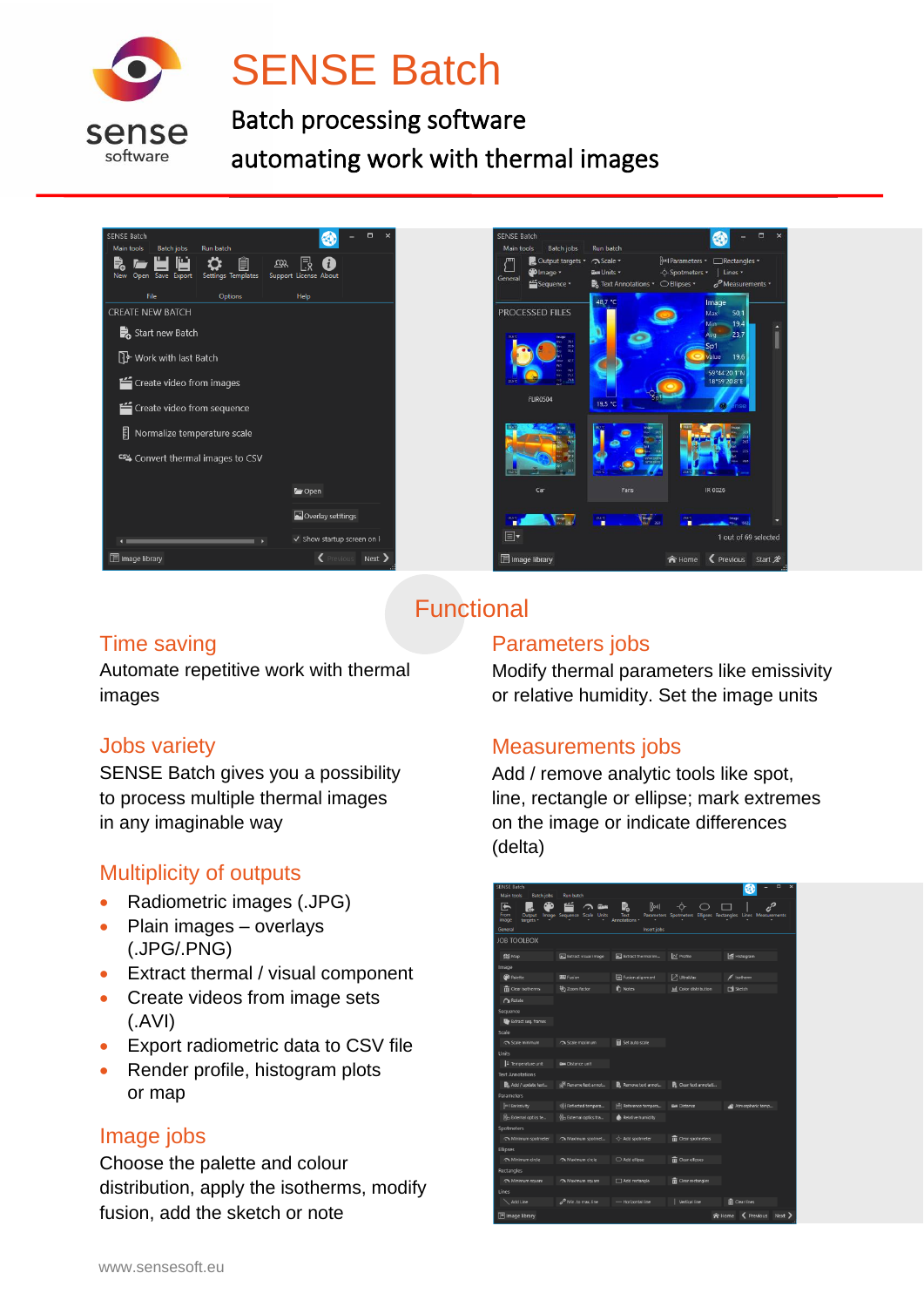# SENSE Batch

**Batch processing software automating work with thermal images**

## Functional

### Time saving

Automate repetitive work with thermal images

### Jobs variety

SENSE Batch gives you a possibility to process multiple thermal images in any imaginable way

### Multiplicity of outputs

- Radiometric images (.JPG)
- Plain images – overlays (.JPG/.PNG)
- Extract thermal / visual component
- Create videos from image sets (.AVI)
- Export radiometric data to CSV file
- Render profile, histogram plots or map

### Image jobs

Choose the palette and colour distribution, apply the isotherms, modify fusion, add the sketch or note

### Parameters jobs

Modify thermal parameters like emissivity or relative humidity. Set the image units

### Measurements jobs

Add / remove analytic tools like spot, line, rectangle or ellipse; mark extremes on the image or indicate differences (delta)

www.sensesoft.eu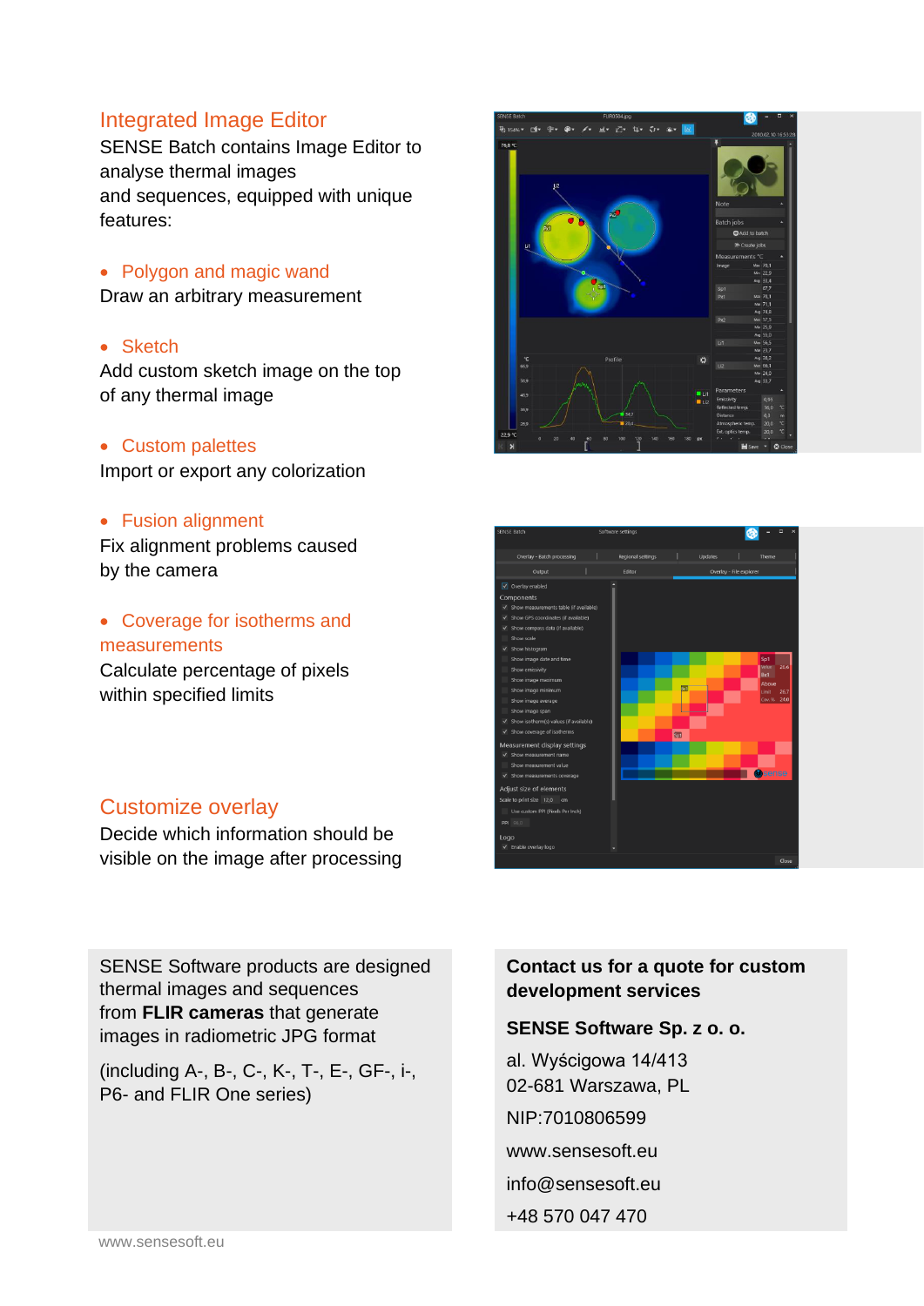## Integrated Image Editor

SENSE Batch contains Image Editor to analyse thermal images and sequences, equipped with unique features:

- **Polygon and magic wand**

  Draw an arbitrary measurement

- **Sketch**

  Add custom sketch image on the top of any thermal image

- **Custom palettes**

  Import or export any colorization

- **Fusion alignment**

  Fix alignment problems caused by the camera

- **Coverage for isotherms and measurements**

  Calculate percentage of pixels within specified limits

## Customize overlay

Decide which information should be visible on the image after processing

SENSE Software products are designed thermal images and sequences from **FLIR cameras** that generate images in radiometric JPG format

(including A-, B-, C-, K-, T-, E-, GF-, i-, P6- and FLIR One series)

**Contact us for a quote for custom development services**

**SENSE Software Sp. z o. o.**

al. Wyścigowa 14/413
02-681 Warszawa, PL

NIP:7010806599

www.sensesoft.eu

info@sensesoft.eu

+48 570 047 470